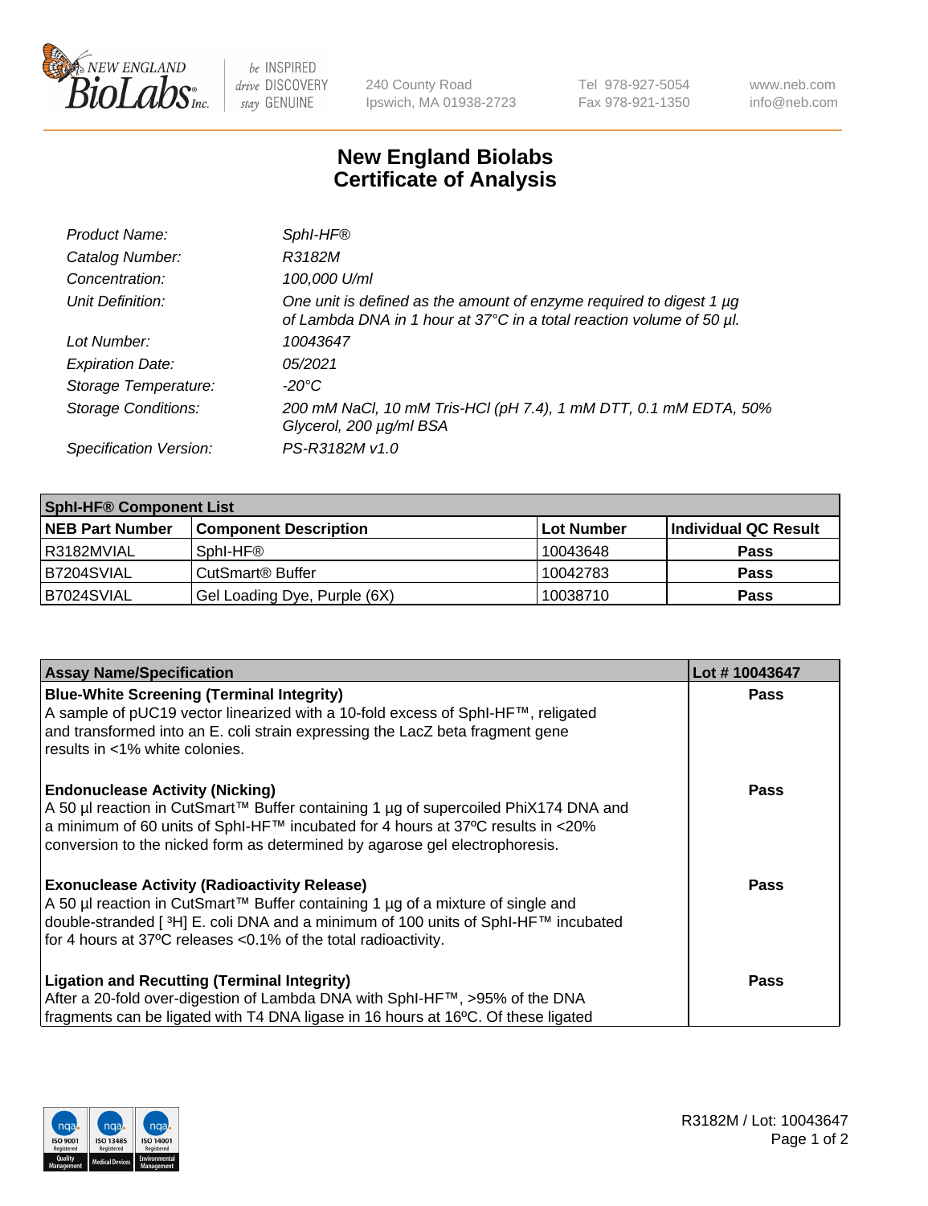# New England Biolabs
# Certificate of Analysis

| | |
|---|---|
| *Product Name:* | *SphI-HF®* |
| *Catalog Number:* | *R3182M* |
| *Concentration:* | *100,000 U/ml* |
| *Unit Definition:* | *One unit is defined as the amount of enzyme required to digest 1 µg of Lambda DNA in 1 hour at 37°C in a total reaction volume of 50 µl.* |
| *Lot Number:* | *10043647* |
| *Expiration Date:* | *05/2021* |
| *Storage Temperature:* | *-20°C* |
| *Storage Conditions:* | *200 mM NaCl, 10 mM Tris-HCl (pH 7.4), 1 mM DTT, 0.1 mM EDTA, 50% Glycerol, 200 µg/ml BSA* |
| *Specification Version:* | *PS-R3182M v1.0* |

| **SphI-HF® Component List** | | | |
|---|---|---|---|
| **NEB Part Number** | **Component Description** | **Lot Number** | **Individual QC Result** |
| R3182MVIAL | SphI-HF® | 10043648 | **Pass** |
| B7204SVIAL | CutSmart® Buffer | 10042783 | **Pass** |
| B7024SVIAL | Gel Loading Dye, Purple (6X) | 10038710 | **Pass** |

| **Assay Name/Specification** | **Lot # 10043647** |
|---|---|
| **Blue-White Screening (Terminal Integrity)**<br>A sample of pUC19 vector linearized with a 10-fold excess of SphI-HF™, religated and transformed into an E. coli strain expressing the LacZ beta fragment gene results in <1% white colonies. | **Pass** |
| **Endonuclease Activity (Nicking)**<br>A 50 µl reaction in CutSmart™ Buffer containing 1 µg of supercoiled PhiX174 DNA and a minimum of 60 units of SphI-HF™ incubated for 4 hours at 37ºC results in <20% conversion to the nicked form as determined by agarose gel electrophoresis. | **Pass** |
| **Exonuclease Activity (Radioactivity Release)**<br>A 50 µl reaction in CutSmart™ Buffer containing 1 µg of a mixture of single and double-stranded [ $^{3}$H] E. coli DNA and a minimum of 100 units of SphI-HF™ incubated for 4 hours at 37ºC releases <0.1% of the total radioactivity. | **Pass** |
| **Ligation and Recutting (Terminal Integrity)**<br>After a 20-fold over-digestion of Lambda DNA with SphI-HF™, >95% of the DNA fragments can be ligated with T4 DNA ligase in 16 hours at 16ºC. Of these ligated | **Pass** |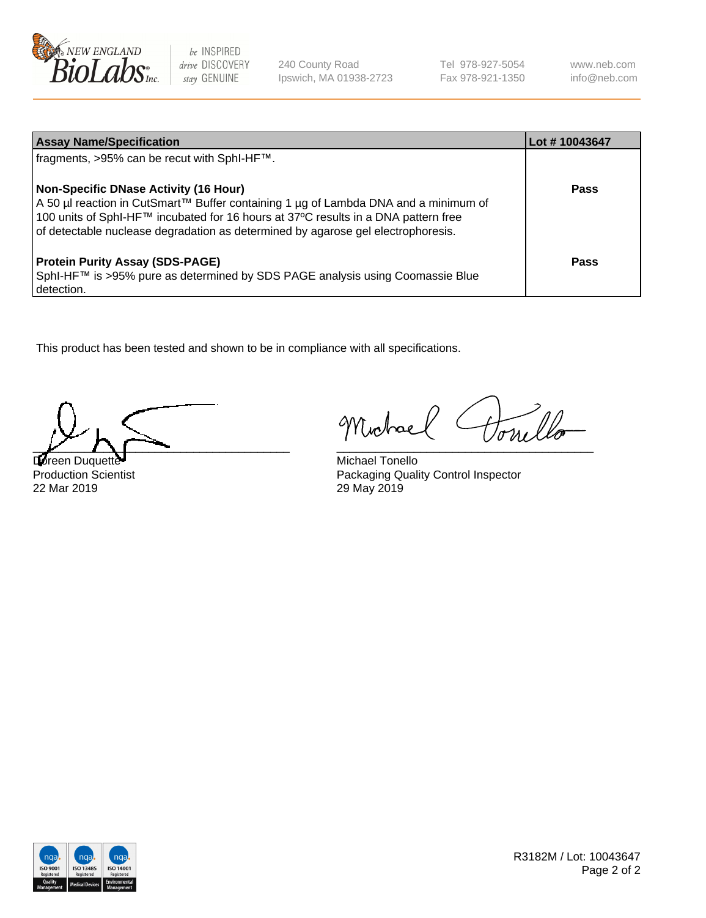| Assay Name/Specification | Lot # 10043647 |
| --- | --- |
| fragments, >95% can be recut with SphI-HF™. | |
| **Non-Specific DNase Activity (16 Hour)**<br>A 50 µl reaction in CutSmart™ Buffer containing 1 µg of Lambda DNA and a minimum of 100 units of SphI-HF™ incubated for 16 hours at 37ºC results in a DNA pattern free of detectable nuclease degradation as determined by agarose gel electrophoresis. | **Pass** |
| **Protein Purity Assay (SDS-PAGE)**<br>SphI-HF™ is >95% pure as determined by SDS PAGE analysis using Coomassie Blue detection. | **Pass** |

This product has been tested and shown to be in compliance with all specifications.

Doreen Duquette
Production Scientist
22 Mar 2019

Michael Tonello
Packaging Quality Control Inspector
29 May 2019

R3182M / Lot: 10043647